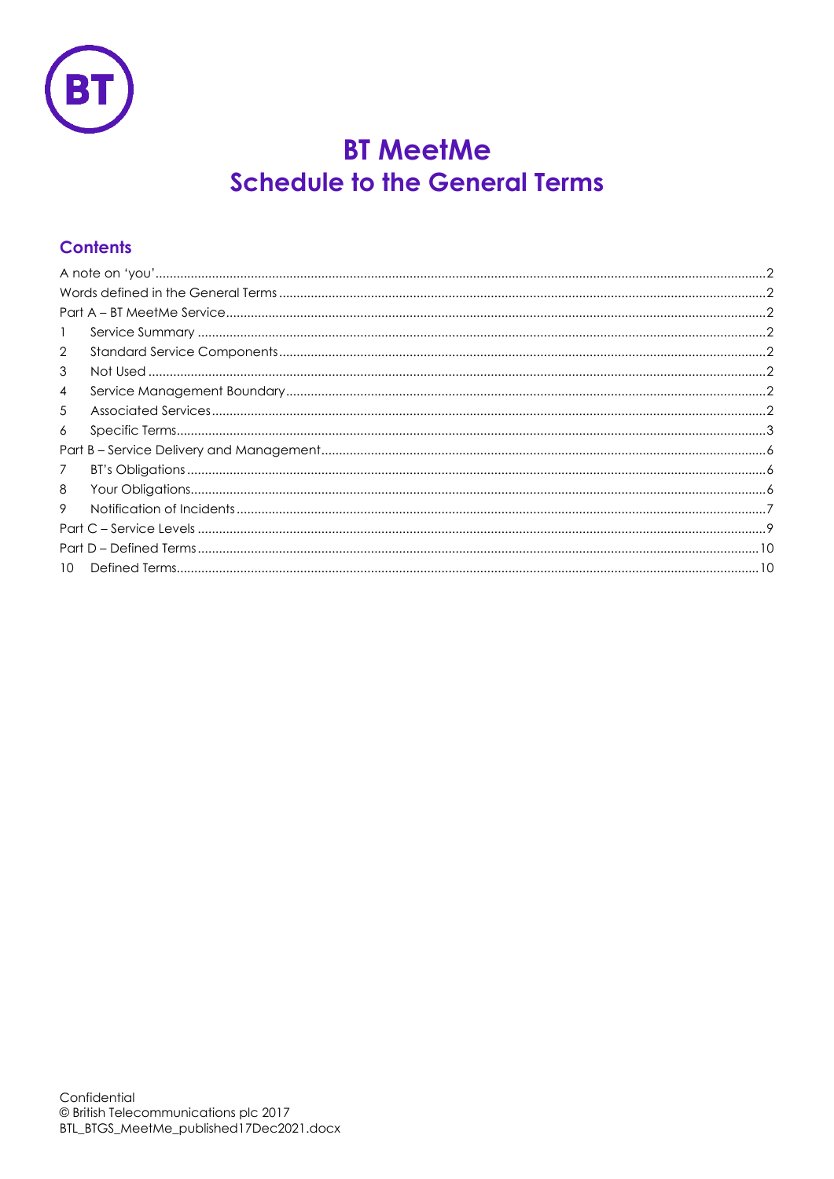# BT MeetMe
## Schedule to the General Terms

### Contents

A note on 'you'.....2
Words defined in the General Terms.....2
Part A – BT MeetMe Service.....2
1 Service Summary.....2
2 Standard Service Components.....2
3 Not Used.....2
4 Service Management Boundary.....2
5 Associated Services.....2
6 Specific Terms.....3
Part B – Service Delivery and Management.....6
7 BT's Obligations.....6
8 Your Obligations.....6
9 Notification of Incidents.....7
Part C – Service Levels.....9
Part D – Defined Terms.....10
10 Defined Terms.....10

Confidential
© British Telecommunications plc 2017
BTL_BTGS_MeetMe_published17Dec2021.docx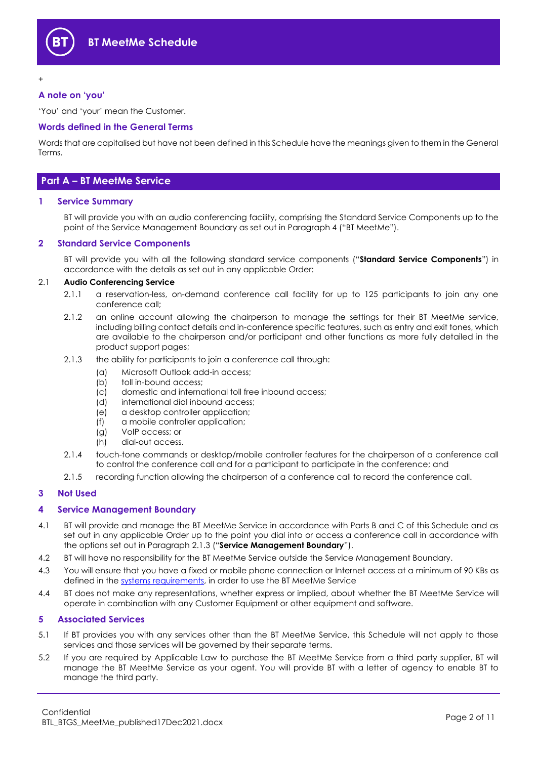+

## A note on 'you'

'You' and 'your' mean the Customer.

## Words defined in the General Terms

Words that are capitalised but have not been defined in this Schedule have the meanings given to them in the General Terms.

# Part A – BT MeetMe Service

## 1 Service Summary

BT will provide you with an audio conferencing facility, comprising the Standard Service Components up to the point of the Service Management Boundary as set out in Paragraph 4 ("BT MeetMe").

## 2 Standard Service Components

BT will provide you with all the following standard service components ("**Standard Service Components**") in accordance with the details as set out in any applicable Order:

2.1 **Audio Conferencing Service**

2.1.1 a reservation-less, on-demand conference call facility for up to 125 participants to join any one conference call;

2.1.2 an online account allowing the chairperson to manage the settings for their BT MeetMe service, including billing contact details and in-conference specific features, such as entry and exit tones, which are available to the chairperson and/or participant and other functions as more fully detailed in the product support pages;

2.1.3 the ability for participants to join a conference call through:

(a) Microsoft Outlook add-in access;
(b) toll in-bound access;
(c) domestic and international toll free inbound access;
(d) international dial inbound access;
(e) a desktop controller application;
(f) a mobile controller application;
(g) VoIP access; or
(h) dial-out access.

2.1.4 touch-tone commands or desktop/mobile controller features for the chairperson of a conference call to control the conference call and for a participant to participate in the conference; and

2.1.5 recording function allowing the chairperson of a conference call to record the conference call.

## 3 Not Used

## 4 Service Management Boundary

4.1 BT will provide and manage the BT MeetMe Service in accordance with Parts B and C of this Schedule and as set out in any applicable Order up to the point you dial into or access a conference call in accordance with the options set out in Paragraph 2.1.3 ("**Service Management Boundary**").

4.2 BT will have no responsibility for the BT MeetMe Service outside the Service Management Boundary.

4.3 You will ensure that you have a fixed or mobile phone connection or Internet access at a minimum of 90 KBs as defined in the systems requirements, in order to use the BT MeetMe Service

4.4 BT does not make any representations, whether express or implied, about whether the BT MeetMe Service will operate in combination with any Customer Equipment or other equipment and software.

## 5 Associated Services

5.1 If BT provides you with any services other than the BT MeetMe Service, this Schedule will not apply to those services and those services will be governed by their separate terms.

5.2 If you are required by Applicable Law to purchase the BT MeetMe Service from a third party supplier, BT will manage the BT MeetMe Service as your agent. You will provide BT with a letter of agency to enable BT to manage the third party.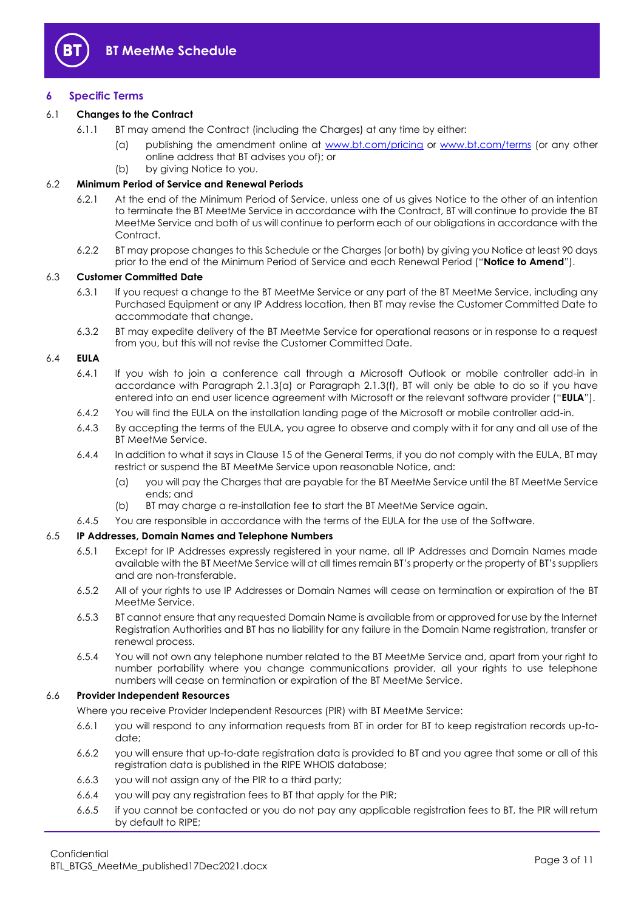## 6 Specific Terms

### 6.1 Changes to the Contract

6.1.1 BT may amend the Contract (including the Charges) at any time by either:

(a) publishing the amendment online at [www.bt.com/pricing](www.bt.com/pricing) or [www.bt.com/terms](www.bt.com/terms) (or any other online address that BT advises you of); or

(b) by giving Notice to you.

### 6.2 Minimum Period of Service and Renewal Periods

6.2.1 At the end of the Minimum Period of Service, unless one of us gives Notice to the other of an intention to terminate the BT MeetMe Service in accordance with the Contract, BT will continue to provide the BT MeetMe Service and both of us will continue to perform each of our obligations in accordance with the Contract.

6.2.2 BT may propose changes to this Schedule or the Charges (or both) by giving you Notice at least 90 days prior to the end of the Minimum Period of Service and each Renewal Period ("**Notice to Amend**").

### 6.3 Customer Committed Date

6.3.1 If you request a change to the BT MeetMe Service or any part of the BT MeetMe Service, including any Purchased Equipment or any IP Address location, then BT may revise the Customer Committed Date to accommodate that change.

6.3.2 BT may expedite delivery of the BT MeetMe Service for operational reasons or in response to a request from you, but this will not revise the Customer Committed Date.

### 6.4 EULA

6.4.1 If you wish to join a conference call through a Microsoft Outlook or mobile controller add-in in accordance with Paragraph 2.1.3(a) or Paragraph 2.1.3(f), BT will only be able to do so if you have entered into an end user licence agreement with Microsoft or the relevant software provider ("**EULA**").

6.4.2 You will find the EULA on the installation landing page of the Microsoft or mobile controller add-in.

6.4.3 By accepting the terms of the EULA, you agree to observe and comply with it for any and all use of the BT MeetMe Service.

6.4.4 In addition to what it says in Clause 15 of the General Terms, if you do not comply with the EULA, BT may restrict or suspend the BT MeetMe Service upon reasonable Notice, and:

(a) you will pay the Charges that are payable for the BT MeetMe Service until the BT MeetMe Service ends; and

(b) BT may charge a re-installation fee to start the BT MeetMe Service again.

6.4.5 You are responsible in accordance with the terms of the EULA for the use of the Software.

### 6.5 IP Addresses, Domain Names and Telephone Numbers

6.5.1 Except for IP Addresses expressly registered in your name, all IP Addresses and Domain Names made available with the BT MeetMe Service will at all times remain BT's property or the property of BT's suppliers and are non-transferable.

6.5.2 All of your rights to use IP Addresses or Domain Names will cease on termination or expiration of the BT MeetMe Service.

6.5.3 BT cannot ensure that any requested Domain Name is available from or approved for use by the Internet Registration Authorities and BT has no liability for any failure in the Domain Name registration, transfer or renewal process.

6.5.4 You will not own any telephone number related to the BT MeetMe Service and, apart from your right to number portability where you change communications provider, all your rights to use telephone numbers will cease on termination or expiration of the BT MeetMe Service.

### 6.6 Provider Independent Resources

Where you receive Provider Independent Resources (PIR) with BT MeetMe Service:

6.6.1 you will respond to any information requests from BT in order for BT to keep registration records up-to-date;

6.6.2 you will ensure that up-to-date registration data is provided to BT and you agree that some or all of this registration data is published in the RIPE WHOIS database;

6.6.3 you will not assign any of the PIR to a third party;

6.6.4 you will pay any registration fees to BT that apply for the PIR;

6.6.5 if you cannot be contacted or you do not pay any applicable registration fees to BT, the PIR will return by default to RIPE;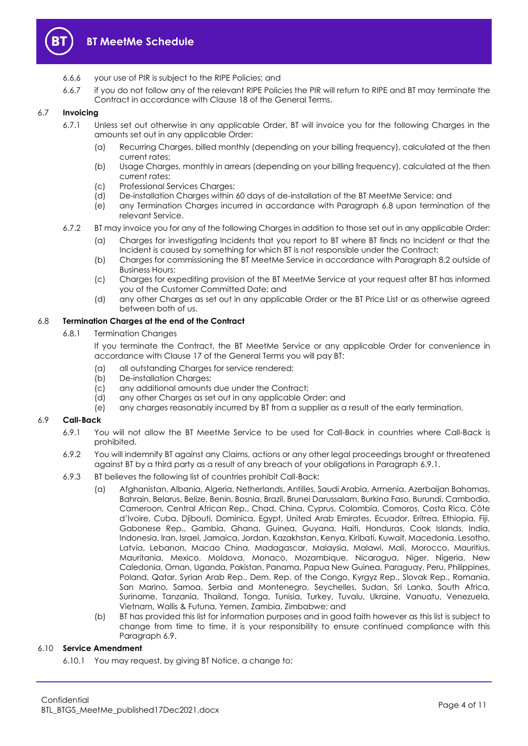6.6.6 your use of PIR is subject to the RIPE Policies; and

6.6.7 if you do not follow any of the relevant RIPE Policies the PIR will return to RIPE and BT may terminate the Contract in accordance with Clause 18 of the General Terms.

### 6.7 Invoicing

6.7.1 Unless set out otherwise in any applicable Order, BT will invoice you for the following Charges in the amounts set out in any applicable Order:

(a) Recurring Charges, billed monthly (depending on your billing frequency), calculated at the then current rates;

(b) Usage Charges, monthly in arrears (depending on your billing frequency), calculated at the then current rates;

(c) Professional Services Charges;

(d) De-installation Charges within 60 days of de-installation of the BT MeetMe Service; and

(e) any Termination Charges incurred in accordance with Paragraph 6.8 upon termination of the relevant Service.

6.7.2 BT may invoice you for any of the following Charges in addition to those set out in any applicable Order:

(a) Charges for investigating Incidents that you report to BT where BT finds no Incident or that the Incident is caused by something for which BT is not responsible under the Contract;

(b) Charges for commissioning the BT MeetMe Service in accordance with Paragraph 8.2 outside of Business Hours;

(c) Charges for expediting provision of the BT MeetMe Service at your request after BT has informed you of the Customer Committed Date; and

(d) any other Charges as set out in any applicable Order or the BT Price List or as otherwise agreed between both of us.

### 6.8 Termination Charges at the end of the Contract

6.8.1 Termination Changes

If you terminate the Contract, the BT MeetMe Service or any applicable Order for convenience in accordance with Clause 17 of the General Terms you will pay BT:

(a) all outstanding Charges for service rendered;

(b) De-installation Charges;

(c) any additional amounts due under the Contract;

(d) any other Charges as set out in any applicable Order; and

(e) any charges reasonably incurred by BT from a supplier as a result of the early termination.

### 6.9 Call-Back

6.9.1 You will not allow the BT MeetMe Service to be used for Call-Back in countries where Call-Back is prohibited.

6.9.2 You will indemnify BT against any Claims, actions or any other legal proceedings brought or threatened against BT by a third party as a result of any breach of your obligations in Paragraph 6.9.1.

6.9.3 BT believes the following list of countries prohibit Call-Back:

(a) Afghanistan, Albania, Algeria, Netherlands, Antilles, Saudi Arabia, Armenia, Azerbaijan Bahamas, Bahrain, Belarus, Belize, Benin, Bosnia, Brazil, Brunei Darussalam, Burkina Faso, Burundi, Cambodia, Cameroon, Central African Rep., Chad, China, Cyprus, Colombia, Comoros, Costa Rica, Côte d'Ivoire, Cuba, Djibouti, Dominica, Egypt, United Arab Emirates, Ecuador, Eritrea, Ethiopia, Fiji, Gabonese Rep., Gambia, Ghana, Guinea, Guyana, Haiti, Honduras, Cook Islands, India, Indonesia, Iran, Israel, Jamaica, Jordan, Kazakhstan, Kenya, Kiribati, Kuwait, Macedonia, Lesotho, Latvia, Lebanon, Macao China, Madagascar, Malaysia, Malawi, Mali, Morocco, Mauritius, Mauritania, Mexico, Moldova, Monaco, Mozambique, Nicaragua, Niger, Nigeria, New Caledonia, Oman, Uganda, Pakistan, Panama, Papua New Guinea, Paraguay, Peru, Philippines, Poland, Qatar, Syrian Arab Rep., Dem. Rep. of the Congo, Kyrgyz Rep., Slovak Rep., Romania, San Marino, Samoa, Serbia and Montenegro, Seychelles, Sudan, Sri Lanka, South Africa, Suriname, Tanzania, Thailand, Tonga, Tunisia, Turkey, Tuvalu, Ukraine, Vanuatu, Venezuela, Vietnam, Wallis & Futuna, Yemen, Zambia, Zimbabwe; and

(b) BT has provided this list for information purposes and in good faith however as this list is subject to change from time to time, it is your responsibility to ensure continued compliance with this Paragraph 6.9.

### 6.10 Service Amendment

6.10.1 You may request, by giving BT Notice, a change to: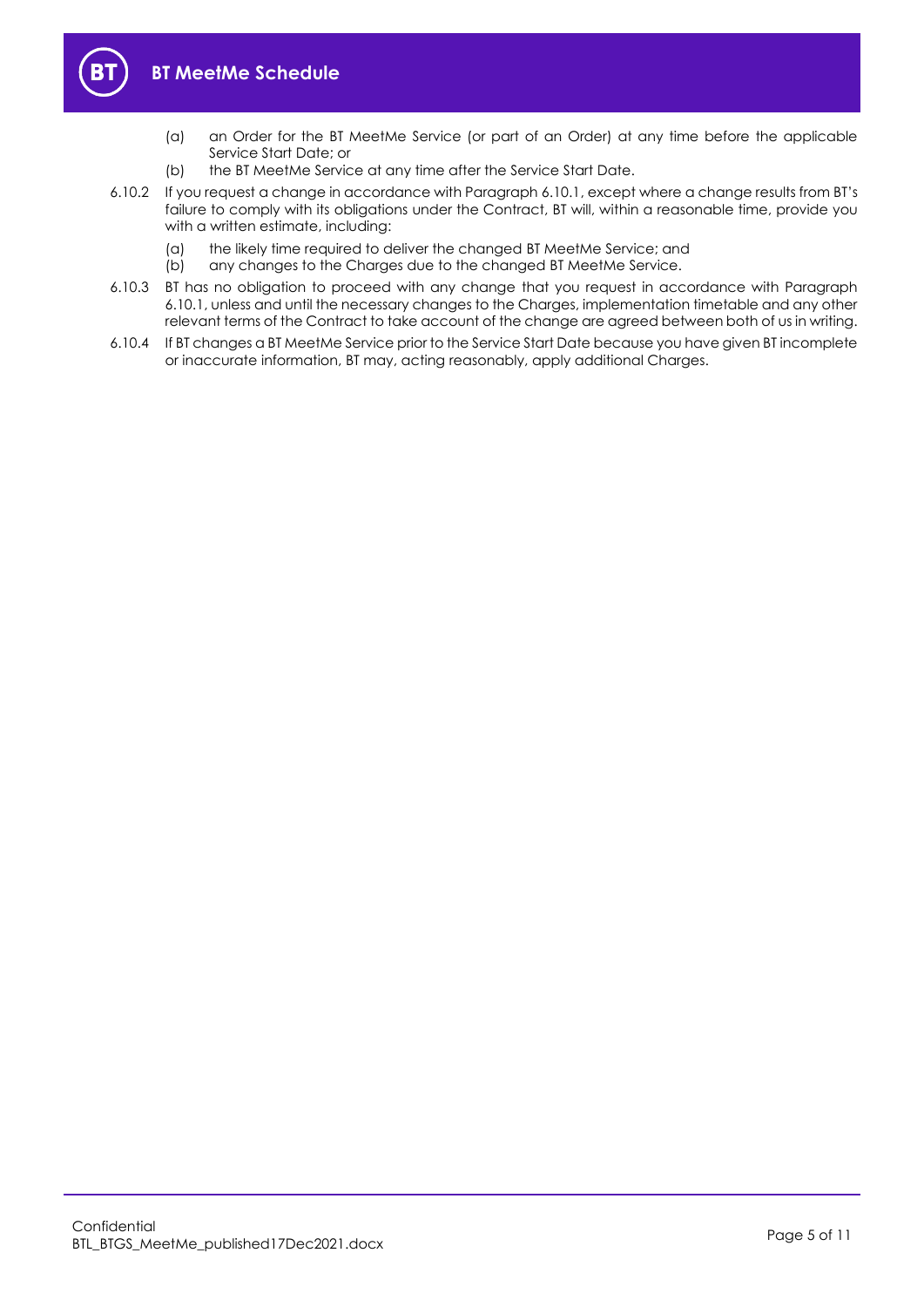(a) an Order for the BT MeetMe Service (or part of an Order) at any time before the applicable Service Start Date; or

(b) the BT MeetMe Service at any time after the Service Start Date.

6.10.2 If you request a change in accordance with Paragraph 6.10.1, except where a change results from BT's failure to comply with its obligations under the Contract, BT will, within a reasonable time, provide you with a written estimate, including:

(a) the likely time required to deliver the changed BT MeetMe Service; and

(b) any changes to the Charges due to the changed BT MeetMe Service.

6.10.3 BT has no obligation to proceed with any change that you request in accordance with Paragraph 6.10.1, unless and until the necessary changes to the Charges, implementation timetable and any other relevant terms of the Contract to take account of the change are agreed between both of us in writing.

6.10.4 If BT changes a BT MeetMe Service prior to the Service Start Date because you have given BT incomplete or inaccurate information, BT may, acting reasonably, apply additional Charges.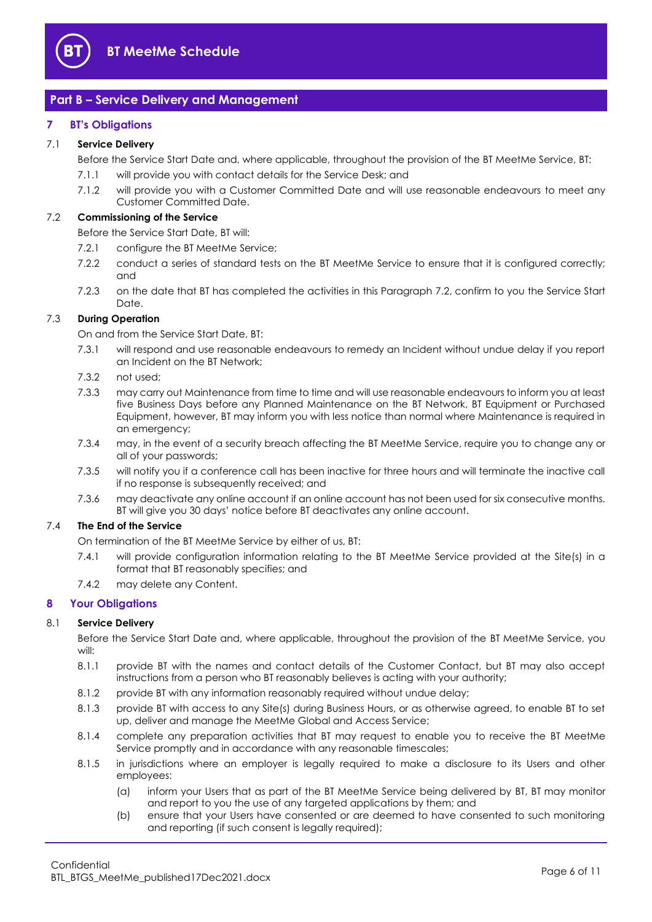## Part B – Service Delivery and Management

### 7 BT's Obligations

**7.1 Service Delivery**

Before the Service Start Date and, where applicable, throughout the provision of the BT MeetMe Service, BT:

7.1.1 will provide you with contact details for the Service Desk; and

7.1.2 will provide you with a Customer Committed Date and will use reasonable endeavours to meet any Customer Committed Date.

**7.2 Commissioning of the Service**

Before the Service Start Date, BT will:

7.2.1 configure the BT MeetMe Service;

7.2.2 conduct a series of standard tests on the BT MeetMe Service to ensure that it is configured correctly; and

7.2.3 on the date that BT has completed the activities in this Paragraph 7.2, confirm to you the Service Start Date.

**7.3 During Operation**

On and from the Service Start Date, BT:

7.3.1 will respond and use reasonable endeavours to remedy an Incident without undue delay if you report an Incident on the BT Network;

7.3.2 not used;

7.3.3 may carry out Maintenance from time to time and will use reasonable endeavours to inform you at least five Business Days before any Planned Maintenance on the BT Network, BT Equipment or Purchased Equipment, however, BT may inform you with less notice than normal where Maintenance is required in an emergency;

7.3.4 may, in the event of a security breach affecting the BT MeetMe Service, require you to change any or all of your passwords;

7.3.5 will notify you if a conference call has been inactive for three hours and will terminate the inactive call if no response is subsequently received; and

7.3.6 may deactivate any online account if an online account has not been used for six consecutive months. BT will give you 30 days' notice before BT deactivates any online account.

**7.4 The End of the Service**

On termination of the BT MeetMe Service by either of us, BT:

7.4.1 will provide configuration information relating to the BT MeetMe Service provided at the Site(s) in a format that BT reasonably specifies; and

7.4.2 may delete any Content.

### 8 Your Obligations

**8.1 Service Delivery**

Before the Service Start Date and, where applicable, throughout the provision of the BT MeetMe Service, you will:

8.1.1 provide BT with the names and contact details of the Customer Contact, but BT may also accept instructions from a person who BT reasonably believes is acting with your authority;

8.1.2 provide BT with any information reasonably required without undue delay;

8.1.3 provide BT with access to any Site(s) during Business Hours, or as otherwise agreed, to enable BT to set up, deliver and manage the MeetMe Global and Access Service;

8.1.4 complete any preparation activities that BT may request to enable you to receive the BT MeetMe Service promptly and in accordance with any reasonable timescales;

8.1.5 in jurisdictions where an employer is legally required to make a disclosure to its Users and other employees:

(a) inform your Users that as part of the BT MeetMe Service being delivered by BT, BT may monitor and report to you the use of any targeted applications by them; and

(b) ensure that your Users have consented or are deemed to have consented to such monitoring and reporting (if such consent is legally required);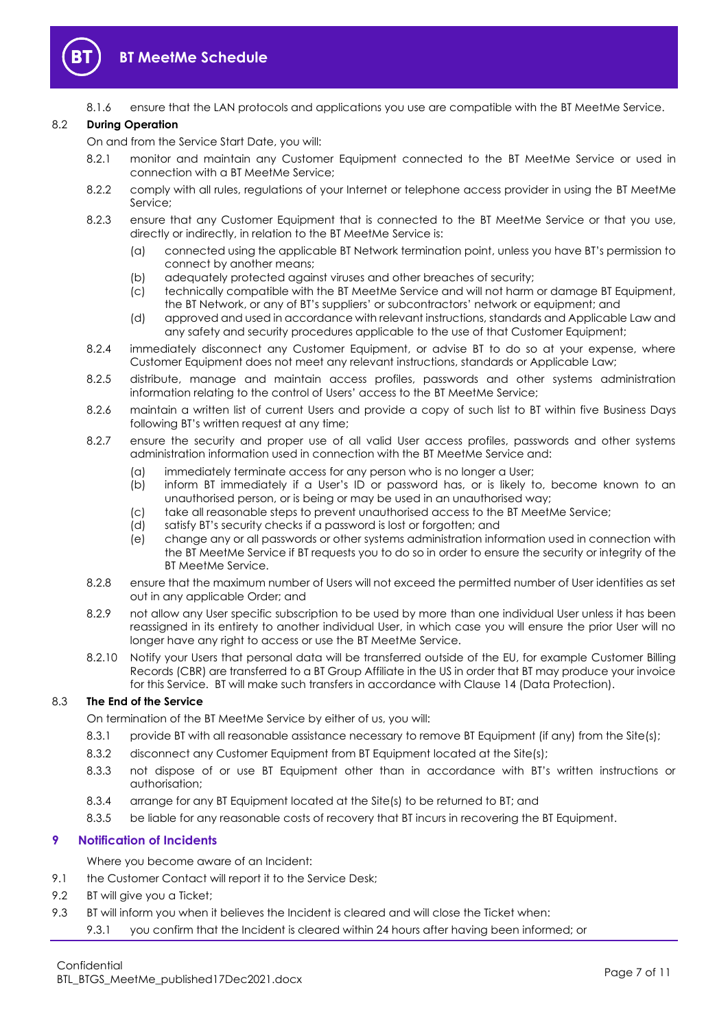8.1.6 ensure that the LAN protocols and applications you use are compatible with the BT MeetMe Service.

8.2 **During Operation**

On and from the Service Start Date, you will:

8.2.1 monitor and maintain any Customer Equipment connected to the BT MeetMe Service or used in connection with a BT MeetMe Service;

8.2.2 comply with all rules, regulations of your Internet or telephone access provider in using the BT MeetMe Service;

8.2.3 ensure that any Customer Equipment that is connected to the BT MeetMe Service or that you use, directly or indirectly, in relation to the BT MeetMe Service is:

(a) connected using the applicable BT Network termination point, unless you have BT's permission to connect by another means;
(b) adequately protected against viruses and other breaches of security;
(c) technically compatible with the BT MeetMe Service and will not harm or damage BT Equipment, the BT Network, or any of BT's suppliers' or subcontractors' network or equipment; and
(d) approved and used in accordance with relevant instructions, standards and Applicable Law and any safety and security procedures applicable to the use of that Customer Equipment;

8.2.4 immediately disconnect any Customer Equipment, or advise BT to do so at your expense, where Customer Equipment does not meet any relevant instructions, standards or Applicable Law;

8.2.5 distribute, manage and maintain access profiles, passwords and other systems administration information relating to the control of Users' access to the BT MeetMe Service;

8.2.6 maintain a written list of current Users and provide a copy of such list to BT within five Business Days following BT's written request at any time;

8.2.7 ensure the security and proper use of all valid User access profiles, passwords and other systems administration information used in connection with the BT MeetMe Service and:

(a) immediately terminate access for any person who is no longer a User;
(b) inform BT immediately if a User's ID or password has, or is likely to, become known to an unauthorised person, or is being or may be used in an unauthorised way;
(c) take all reasonable steps to prevent unauthorised access to the BT MeetMe Service;
(d) satisfy BT's security checks if a password is lost or forgotten; and
(e) change any or all passwords or other systems administration information used in connection with the BT MeetMe Service if BT requests you to do so in order to ensure the security or integrity of the BT MeetMe Service.

8.2.8 ensure that the maximum number of Users will not exceed the permitted number of User identities as set out in any applicable Order; and

8.2.9 not allow any User specific subscription to be used by more than one individual User unless it has been reassigned in its entirety to another individual User, in which case you will ensure the prior User will no longer have any right to access or use the BT MeetMe Service.

8.2.10 Notify your Users that personal data will be transferred outside of the EU, for example Customer Billing Records (CBR) are transferred to a BT Group Affiliate in the US in order that BT may produce your invoice for this Service. BT will make such transfers in accordance with Clause 14 (Data Protection).

8.3 **The End of the Service**

On termination of the BT MeetMe Service by either of us, you will:

8.3.1 provide BT with all reasonable assistance necessary to remove BT Equipment (if any) from the Site(s);

8.3.2 disconnect any Customer Equipment from BT Equipment located at the Site(s);

8.3.3 not dispose of or use BT Equipment other than in accordance with BT's written instructions or authorisation;

8.3.4 arrange for any BT Equipment located at the Site(s) to be returned to BT; and

8.3.5 be liable for any reasonable costs of recovery that BT incurs in recovering the BT Equipment.

## 9 Notification of Incidents

Where you become aware of an Incident:

9.1 the Customer Contact will report it to the Service Desk;

9.2 BT will give you a Ticket;

9.3 BT will inform you when it believes the Incident is cleared and will close the Ticket when:

9.3.1 you confirm that the Incident is cleared within 24 hours after having been informed; or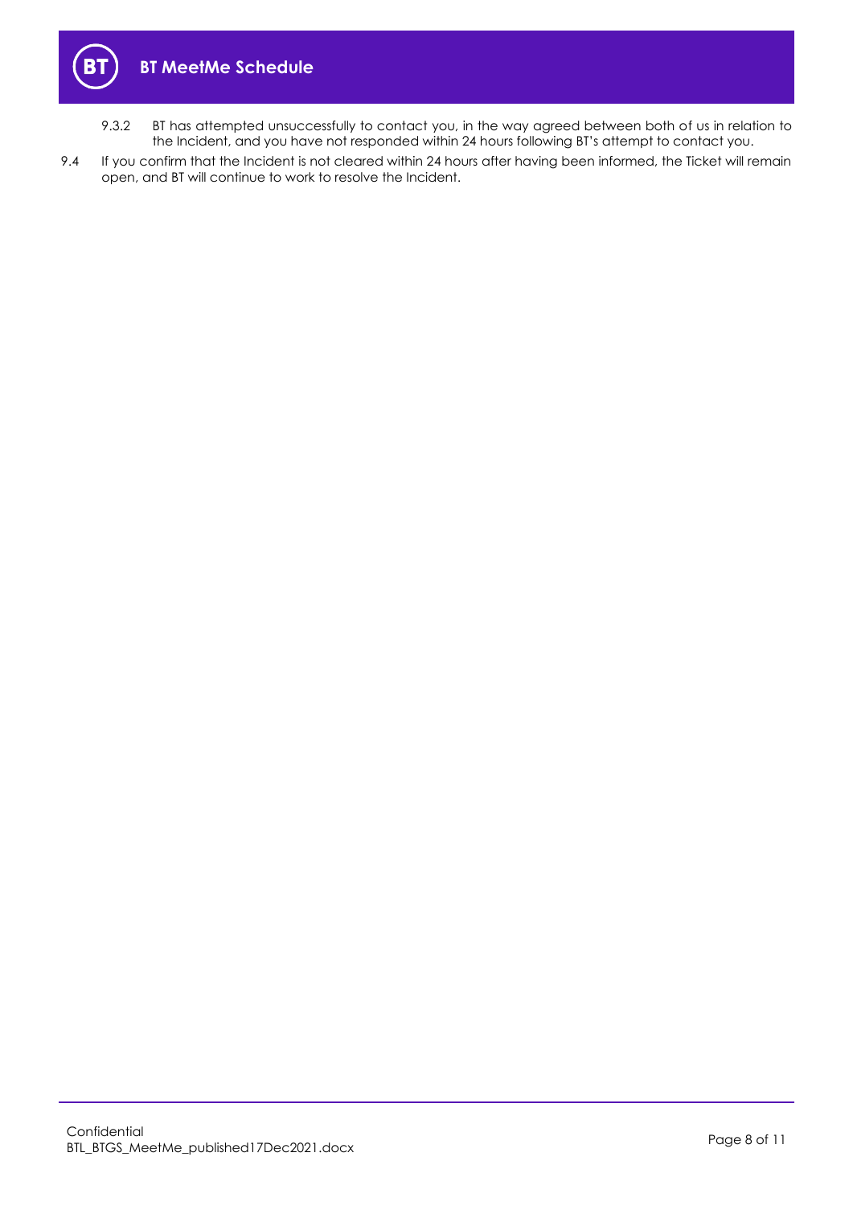9.3.2 BT has attempted unsuccessfully to contact you, in the way agreed between both of us in relation to the Incident, and you have not responded within 24 hours following BT's attempt to contact you.

9.4 If you confirm that the Incident is not cleared within 24 hours after having been informed, the Ticket will remain open, and BT will continue to work to resolve the Incident.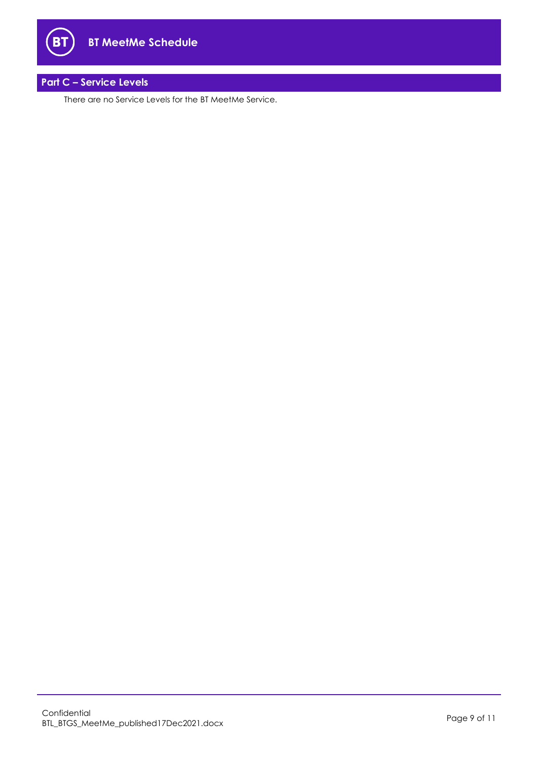## Part C – Service Levels

There are no Service Levels for the BT MeetMe Service.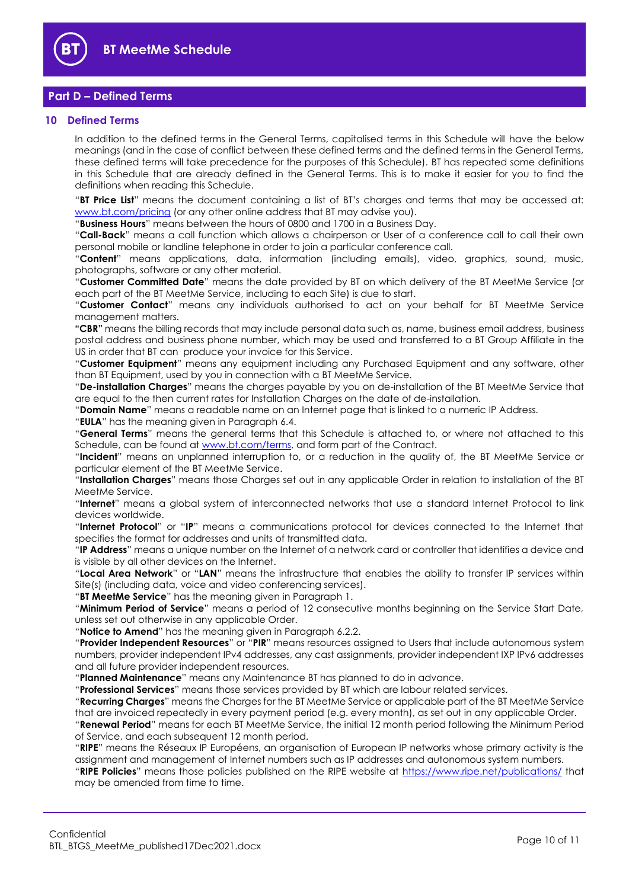## Part D – Defined Terms

### 10 Defined Terms

In addition to the defined terms in the General Terms, capitalised terms in this Schedule will have the below meanings (and in the case of conflict between these defined terms and the defined terms in the General Terms, these defined terms will take precedence for the purposes of this Schedule). BT has repeated some definitions in this Schedule that are already defined in the General Terms. This is to make it easier for you to find the definitions when reading this Schedule.

"**BT Price List**" means the document containing a list of BT's charges and terms that may be accessed at: [www.bt.com/pricing](www.bt.com/pricing) (or any other online address that BT may advise you).

"**Business Hours**" means between the hours of 0800 and 1700 in a Business Day.

"**Call-Back**" means a call function which allows a chairperson or User of a conference call to call their own personal mobile or landline telephone in order to join a particular conference call.

"**Content**" means applications, data, information (including emails), video, graphics, sound, music, photographs, software or any other material.

"**Customer Committed Date**" means the date provided by BT on which delivery of the BT MeetMe Service (or each part of the BT MeetMe Service, including to each Site) is due to start.

"**Customer Contact**" means any individuals authorised to act on your behalf for BT MeetMe Service management matters.

**"CBR"** means the billing records that may include personal data such as, name, business email address, business postal address and business phone number, which may be used and transferred to a BT Group Affiliate in the US in order that BT can produce your invoice for this Service.

"**Customer Equipment**" means any equipment including any Purchased Equipment and any software, other than BT Equipment, used by you in connection with a BT MeetMe Service.

"**De-installation Charges**" means the charges payable by you on de-installation of the BT MeetMe Service that are equal to the then current rates for Installation Charges on the date of de-installation.

"**Domain Name**" means a readable name on an Internet page that is linked to a numeric IP Address.

"**EULA**" has the meaning given in Paragraph 6.4.

"**General Terms**" means the general terms that this Schedule is attached to, or where not attached to this Schedule, can be found at [www.bt.com/terms](www.bt.com/terms), and form part of the Contract.

"**Incident**" means an unplanned interruption to, or a reduction in the quality of, the BT MeetMe Service or particular element of the BT MeetMe Service.

"**Installation Charges**" means those Charges set out in any applicable Order in relation to installation of the BT MeetMe Service.

"**Internet**" means a global system of interconnected networks that use a standard Internet Protocol to link devices worldwide.

"**Internet Protocol**" or "**IP**" means a communications protocol for devices connected to the Internet that specifies the format for addresses and units of transmitted data.

"**IP Address**" means a unique number on the Internet of a network card or controller that identifies a device and is visible by all other devices on the Internet.

"**Local Area Network**" or "**LAN**" means the infrastructure that enables the ability to transfer IP services within Site(s) (including data, voice and video conferencing services).

"**BT MeetMe Service**" has the meaning given in Paragraph 1.

"**Minimum Period of Service**" means a period of 12 consecutive months beginning on the Service Start Date, unless set out otherwise in any applicable Order.

"**Notice to Amend**" has the meaning given in Paragraph 6.2.2.

"**Provider Independent Resources**" or "**PIR**" means resources assigned to Users that include autonomous system numbers, provider independent IPv4 addresses, any cast assignments, provider independent IXP IPv6 addresses and all future provider independent resources.

"**Planned Maintenance**" means any Maintenance BT has planned to do in advance.

"**Professional Services**" means those services provided by BT which are labour related services.

"**Recurring Charges**" means the Charges for the BT MeetMe Service or applicable part of the BT MeetMe Service that are invoiced repeatedly in every payment period (e.g. every month), as set out in any applicable Order.

"**Renewal Period**" means for each BT MeetMe Service, the initial 12 month period following the Minimum Period of Service, and each subsequent 12 month period.

"**RIPE**" means the Réseaux IP Européens, an organisation of European IP networks whose primary activity is the assignment and management of Internet numbers such as IP addresses and autonomous system numbers.

"**RIPE Policies**" means those policies published on the RIPE website at [https://www.ripe.net/publications/](https://www.ripe.net/publications/) that may be amended from time to time.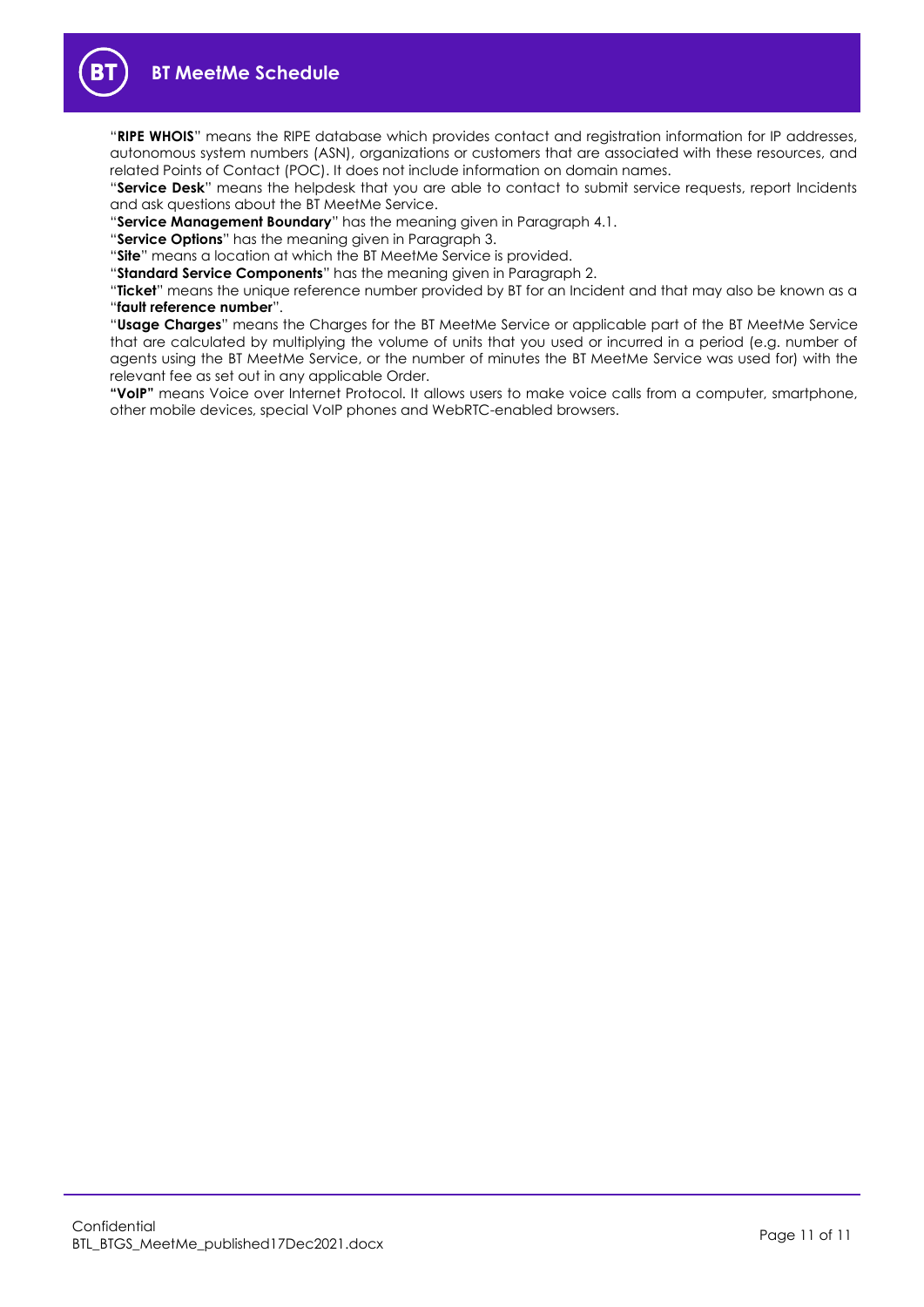"**RIPE WHOIS**" means the RIPE database which provides contact and registration information for IP addresses, autonomous system numbers (ASN), organizations or customers that are associated with these resources, and related Points of Contact (POC). It does not include information on domain names.

"**Service Desk**" means the helpdesk that you are able to contact to submit service requests, report Incidents and ask questions about the BT MeetMe Service.

"**Service Management Boundary**" has the meaning given in Paragraph 4.1.

"**Service Options**" has the meaning given in Paragraph 3.

"**Site**" means a location at which the BT MeetMe Service is provided.

"**Standard Service Components**" has the meaning given in Paragraph 2.

"**Ticket**" means the unique reference number provided by BT for an Incident and that may also be known as a "**fault reference number**".

"**Usage Charges**" means the Charges for the BT MeetMe Service or applicable part of the BT MeetMe Service that are calculated by multiplying the volume of units that you used or incurred in a period (e.g. number of agents using the BT MeetMe Service, or the number of minutes the BT MeetMe Service was used for) with the relevant fee as set out in any applicable Order.

**"VoIP"** means Voice over Internet Protocol. It allows users to make voice calls from a computer, smartphone, other mobile devices, special VoIP phones and WebRTC-enabled browsers.